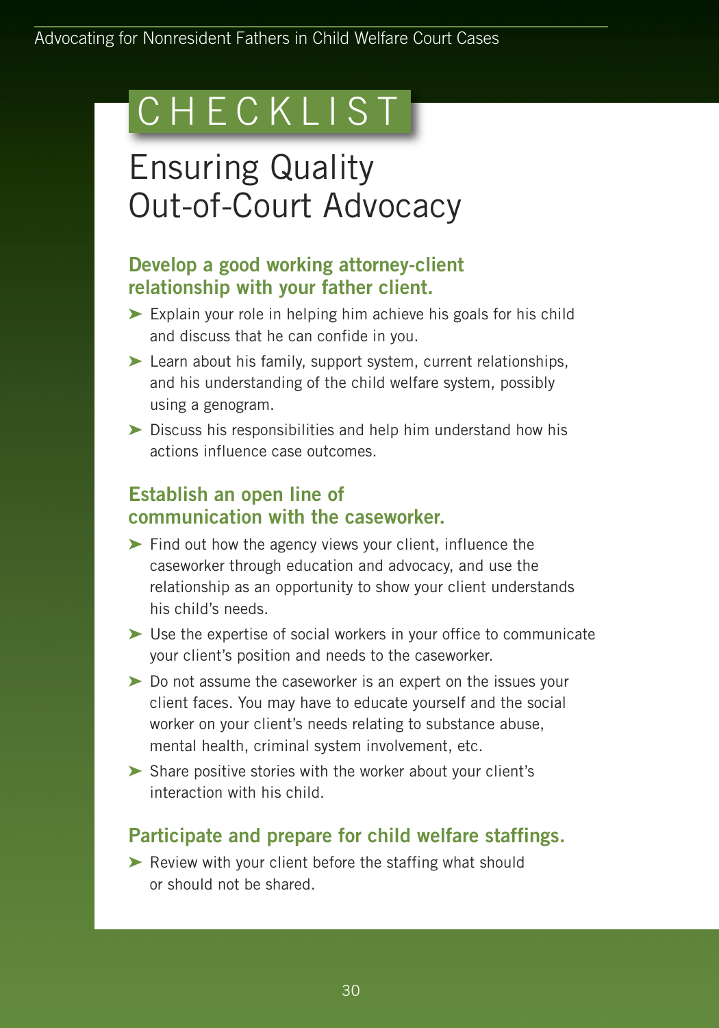# CHECKLIST

# Ensuring Quality Out-of-Court Advocacy

### Develop a good working attorney-client relationship with your father client.

- Explain your role in helping him achieve his goals for his child and discuss that he can confide in you.
- Learn about his family, support system, current relationships, and his understanding of the child welfare system, possibly using a genogram.
- Discuss his responsibilities and help him understand how his actions influence case outcomes.

### Establish an open line of communication with the caseworker.

- Find out how the agency views your client, influence the caseworker through education and advocacy, and use the relationship as an opportunity to show your client understands his child's needs.
- Use the expertise of social workers in your office to communicate your client's position and needs to the caseworker.
- Do not assume the caseworker is an expert on the issues your client faces. You may have to educate yourself and the social worker on your client's needs relating to substance abuse, mental health, criminal system involvement, etc.
- Share positive stories with the worker about your client's interaction with his child.

### Participate and prepare for child welfare staffings.

- Review with your client before the staffing what should or should not be shared.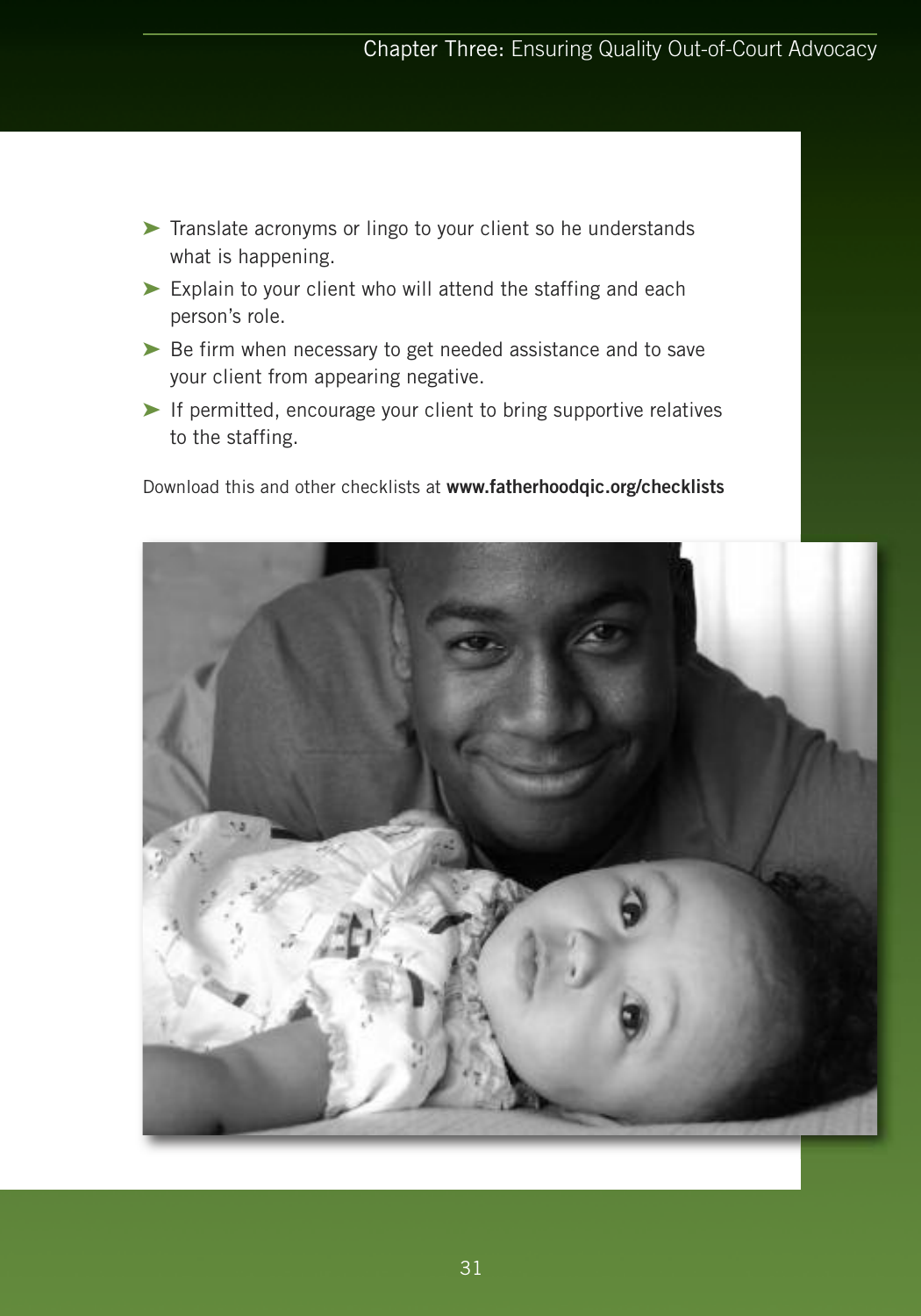- Translate acronyms or lingo to your client so he understands what is happening.
- Explain to your client who will attend the staffing and each person's role.
- Be firm when necessary to get needed assistance and to save your client from appearing negative.
- If permitted, encourage your client to bring supportive relatives to the staffing.

Download this and other checklists at **www.fatherhoodqic.org/checklists**